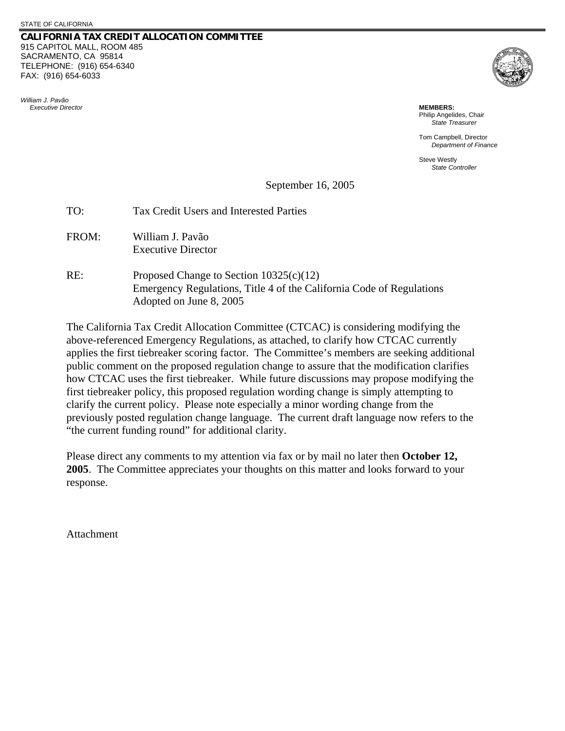STATE OF CALIFORNIA

**CALIFORNIA TAX CREDIT ALLOCATION COMMITTEE**
915 CAPITOL MALL, ROOM 485
SACRAMENTO, CA 95814
TELEPHONE: (916) 654-6340
FAX: (916) 654-6033

*William J. Pavão*
*Executive Director*

**MEMBERS:**
Philip Angelides, Chair
*State Treasurer*

Tom Campbell, Director
*Department of Finance*

Steve Westly
*State Controller*

September 16, 2005

TO: Tax Credit Users and Interested Parties

FROM: William J. Pavão
Executive Director

RE: Proposed Change to Section 10325(c)(12)
Emergency Regulations, Title 4 of the California Code of Regulations
Adopted on June 8, 2005

The California Tax Credit Allocation Committee (CTCAC) is considering modifying the above-referenced Emergency Regulations, as attached, to clarify how CTCAC currently applies the first tiebreaker scoring factor. The Committee's members are seeking additional public comment on the proposed regulation change to assure that the modification clarifies how CTCAC uses the first tiebreaker. While future discussions may propose modifying the first tiebreaker policy, this proposed regulation wording change is simply attempting to clarify the current policy. Please note especially a minor wording change from the previously posted regulation change language. The current draft language now refers to the "the current funding round" for additional clarity.

Please direct any comments to my attention via fax or by mail no later then **October 12, 2005**. The Committee appreciates your thoughts on this matter and looks forward to your response.

Attachment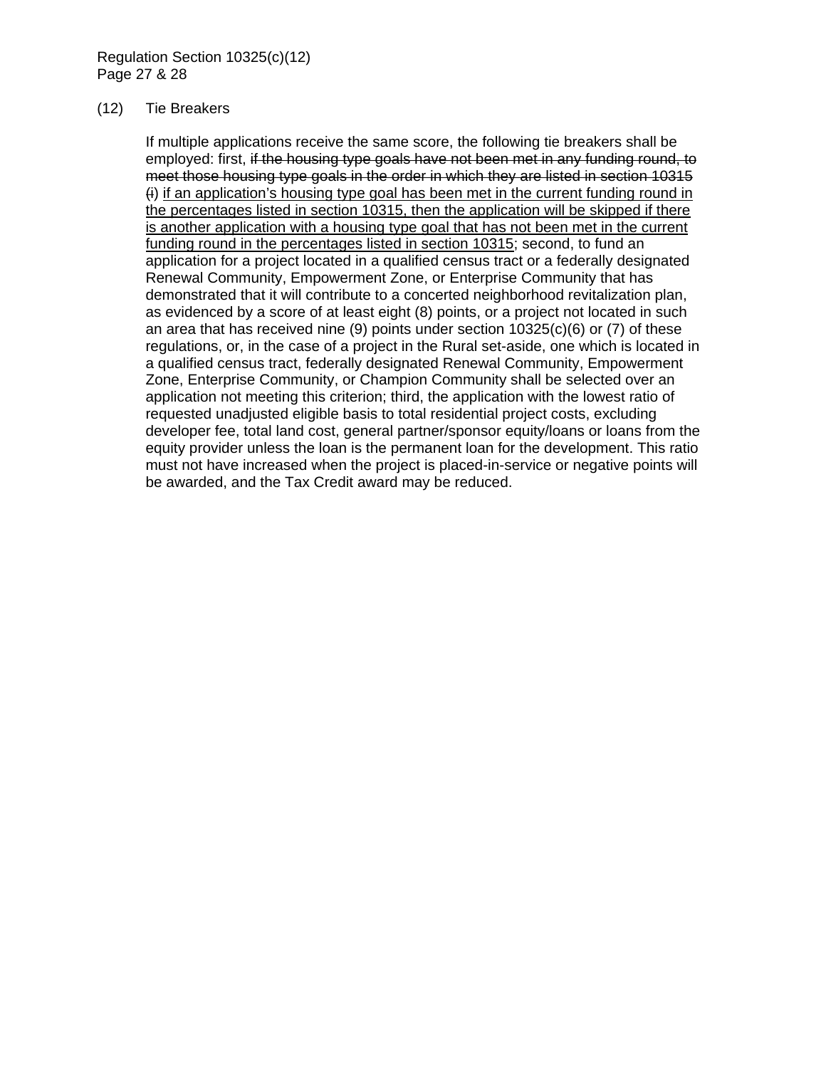Regulation Section 10325(c)(12)
Page 27 & 28

(12) Tie Breakers

If multiple applications receive the same score, the following tie breakers shall be employed: first, ~~if the housing type goals have not been met in any funding round, to meet those housing type goals in the order in which they are listed in section 10315 (i)~~ <u>if an application's housing type goal has been met in the current funding round in the percentages listed in section 10315, then the application will be skipped if there is another application with a housing type goal that has not been met in the current funding round in the percentages listed in section 10315</u>; second, to fund an application for a project located in a qualified census tract or a federally designated Renewal Community, Empowerment Zone, or Enterprise Community that has demonstrated that it will contribute to a concerted neighborhood revitalization plan, as evidenced by a score of at least eight (8) points, or a project not located in such an area that has received nine (9) points under section 10325(c)(6) or (7) of these regulations, or, in the case of a project in the Rural set-aside, one which is located in a qualified census tract, federally designated Renewal Community, Empowerment Zone, Enterprise Community, or Champion Community shall be selected over an application not meeting this criterion; third, the application with the lowest ratio of requested unadjusted eligible basis to total residential project costs, excluding developer fee, total land cost, general partner/sponsor equity/loans or loans from the equity provider unless the loan is the permanent loan for the development. This ratio must not have increased when the project is placed-in-service or negative points will be awarded, and the Tax Credit award may be reduced.